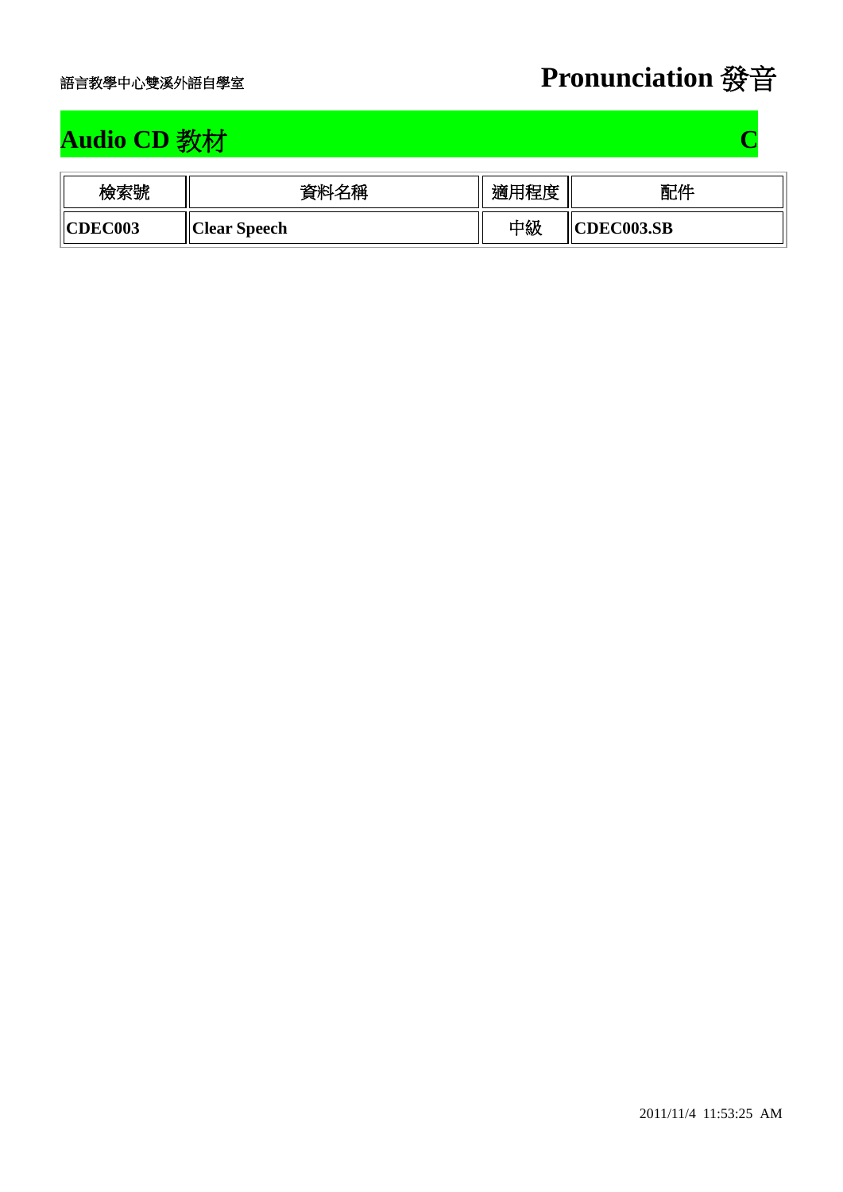語言教學中心雙溪外語自學室

# Pronunciation 發音

## Audio CD 教材 C

| 檢索號 | 資料名稱 | 適用程度 | 配件 |
| --- | --- | --- | --- |
| **CDEC003** | **Clear Speech** | 中級 | **CDEC003.SB** |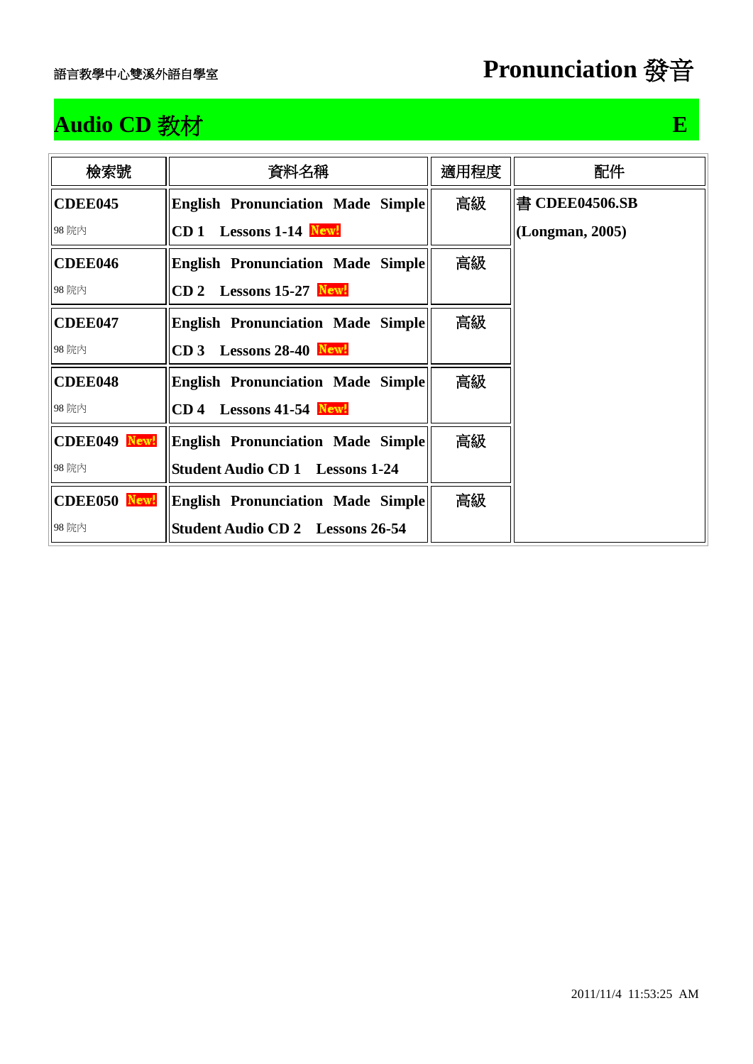語言教學中心雙溪外語自學室

# Pronunciation 發音

## Audio CD 教材 E

| 檢索號 | 資料名稱 | 適用程度 | 配件 |
|---|---|---|---|
| **CDEE045**<br>98 院內 | **English Pronunciation Made Simple**<br>**CD 1 Lessons 1-14** New! | 高級 | 書 **CDEE04506.SB**<br>**(Longman, 2005)** |
| **CDEE046**<br>98 院內 | **English Pronunciation Made Simple**<br>**CD 2 Lessons 15-27** New! | 高級 | |
| **CDEE047**<br>98 院內 | **English Pronunciation Made Simple**<br>**CD 3 Lessons 28-40** New! | 高級 | |
| **CDEE048**<br>98 院內 | **English Pronunciation Made Simple**<br>**CD 4 Lessons 41-54** New! | 高級 | |
| **CDEE049** New!<br>98 院內 | **English Pronunciation Made Simple**<br>**Student Audio CD 1 Lessons 1-24** | 高級 | |
| **CDEE050** New!<br>98 院內 | **English Pronunciation Made Simple**<br>**Student Audio CD 2 Lessons 26-54** | 高級 | |

2011/11/4 11:53:25 AM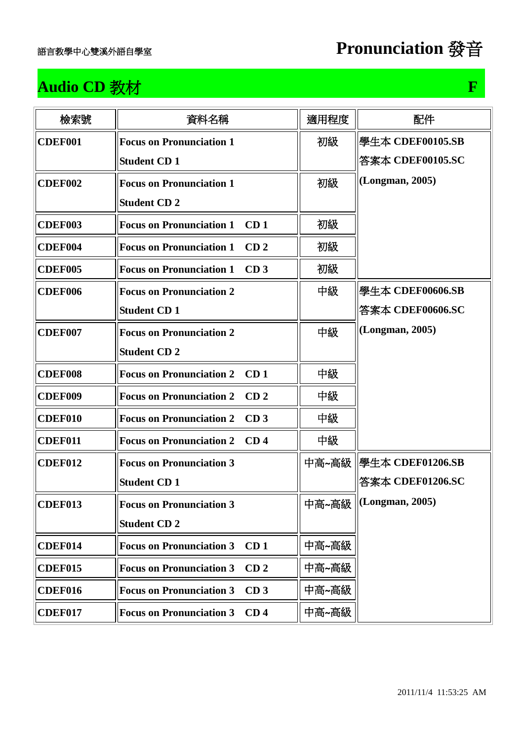語言教學中心雙溪外語自學室

# Pronunciation 發音

## Audio CD 教材 F

| 檢索號 | 資料名稱 | 適用程度 | 配件 |
| --- | --- | --- | --- |
| **CDEF001** | **Focus on Pronunciation 1 Student CD 1** | 初級 | 學生本 **CDEF00105.SB** 答案本 **CDEF00105.SC** **(Longman, 2005)** |
| **CDEF002** | **Focus on Pronunciation 1 Student CD 2** | 初級 | |
| **CDEF003** | **Focus on Pronunciation 1 CD 1** | 初級 | |
| **CDEF004** | **Focus on Pronunciation 1 CD 2** | 初級 | |
| **CDEF005** | **Focus on Pronunciation 1 CD 3** | 初級 | |
| **CDEF006** | **Focus on Pronunciation 2 Student CD 1** | 中級 | 學生本 **CDEF00606.SB** 答案本 **CDEF00606.SC** **(Longman, 2005)** |
| **CDEF007** | **Focus on Pronunciation 2 Student CD 2** | 中級 | |
| **CDEF008** | **Focus on Pronunciation 2 CD 1** | 中級 | |
| **CDEF009** | **Focus on Pronunciation 2 CD 2** | 中級 | |
| **CDEF010** | **Focus on Pronunciation 2 CD 3** | 中級 | |
| **CDEF011** | **Focus on Pronunciation 2 CD 4** | 中級 | |
| **CDEF012** | **Focus on Pronunciation 3 Student CD 1** | 中高~高級 | 學生本 **CDEF01206.SB** 答案本 **CDEF01206.SC** **(Longman, 2005)** |
| **CDEF013** | **Focus on Pronunciation 3 Student CD 2** | 中高~高級 | |
| **CDEF014** | **Focus on Pronunciation 3 CD 1** | 中高~高級 | |
| **CDEF015** | **Focus on Pronunciation 3 CD 2** | 中高~高級 | |
| **CDEF016** | **Focus on Pronunciation 3 CD 3** | 中高~高級 | |
| **CDEF017** | **Focus on Pronunciation 3 CD 4** | 中高~高級 | |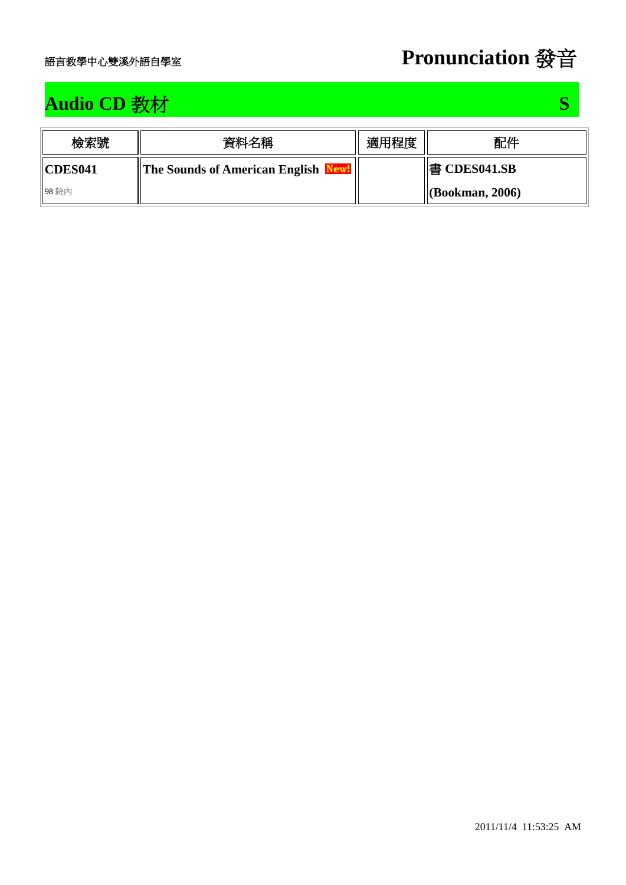語言教學中心雙溪外語自學室

# Pronunciation 發音

## Audio CD 教材 S

| 檢索號 | 資料名稱 | 適用程度 | 配件 |
|---|---|---|---|
| **CDES041** 98 院內 | **The Sounds of American English** New! | | 書 **CDES041.SB (Bookman, 2006)** |

2011/11/4 11:53:25 AM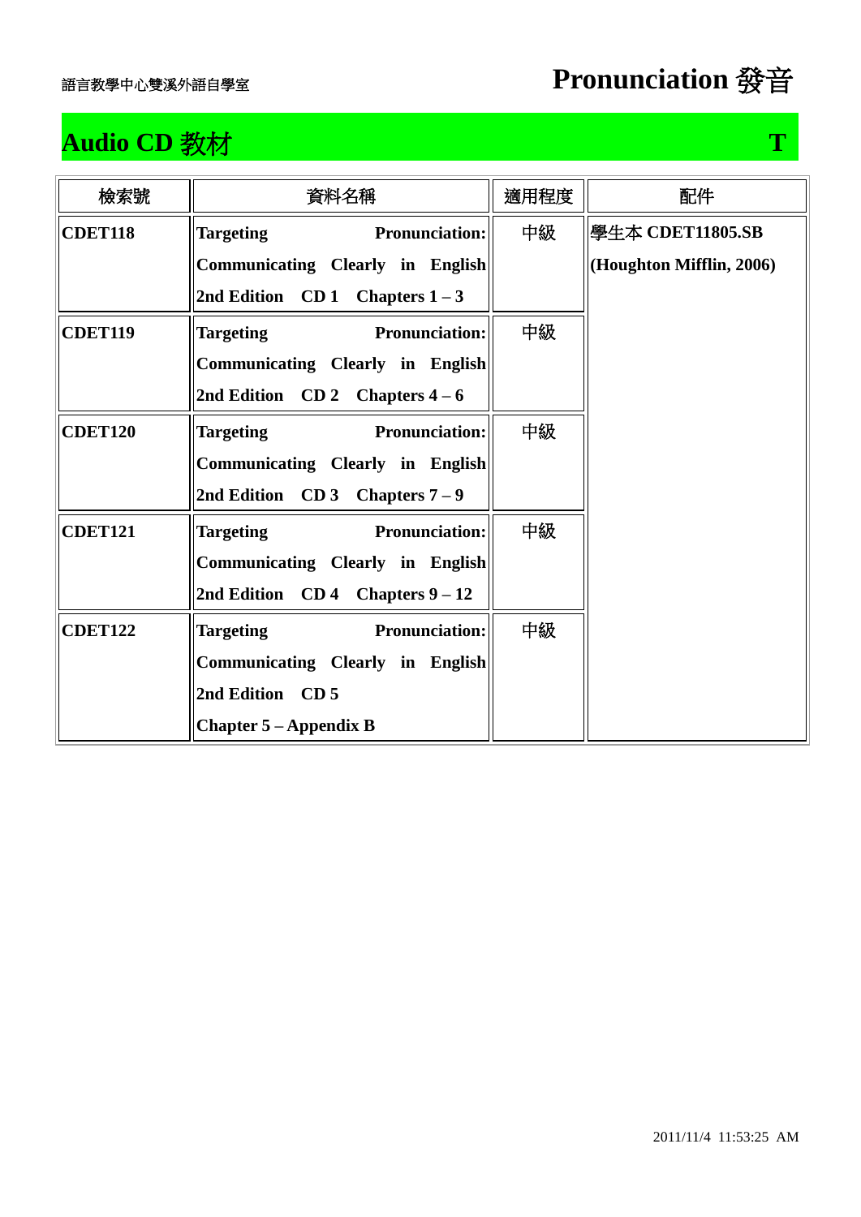語言教學中心雙溪外語自學室

# Pronunciation 發音

## Audio CD 教材 T

| 檢索號 | 資料名稱 | 適用程度 | 配件 |
| --- | --- | --- | --- |
| **CDET118** | **Targeting Pronunciation: Communicating Clearly in English 2nd Edition CD 1 Chapters 1 – 3** | 中級 | 學生本 **CDET11805.SB (Houghton Mifflin, 2006)** |
| **CDET119** | **Targeting Pronunciation: Communicating Clearly in English 2nd Edition CD 2 Chapters 4 – 6** | 中級 | |
| **CDET120** | **Targeting Pronunciation: Communicating Clearly in English 2nd Edition CD 3 Chapters 7 – 9** | 中級 | |
| **CDET121** | **Targeting Pronunciation: Communicating Clearly in English 2nd Edition CD 4 Chapters 9 – 12** | 中級 | |
| **CDET122** | **Targeting Pronunciation: Communicating Clearly in English 2nd Edition CD 5 Chapter 5 – Appendix B** | 中級 | |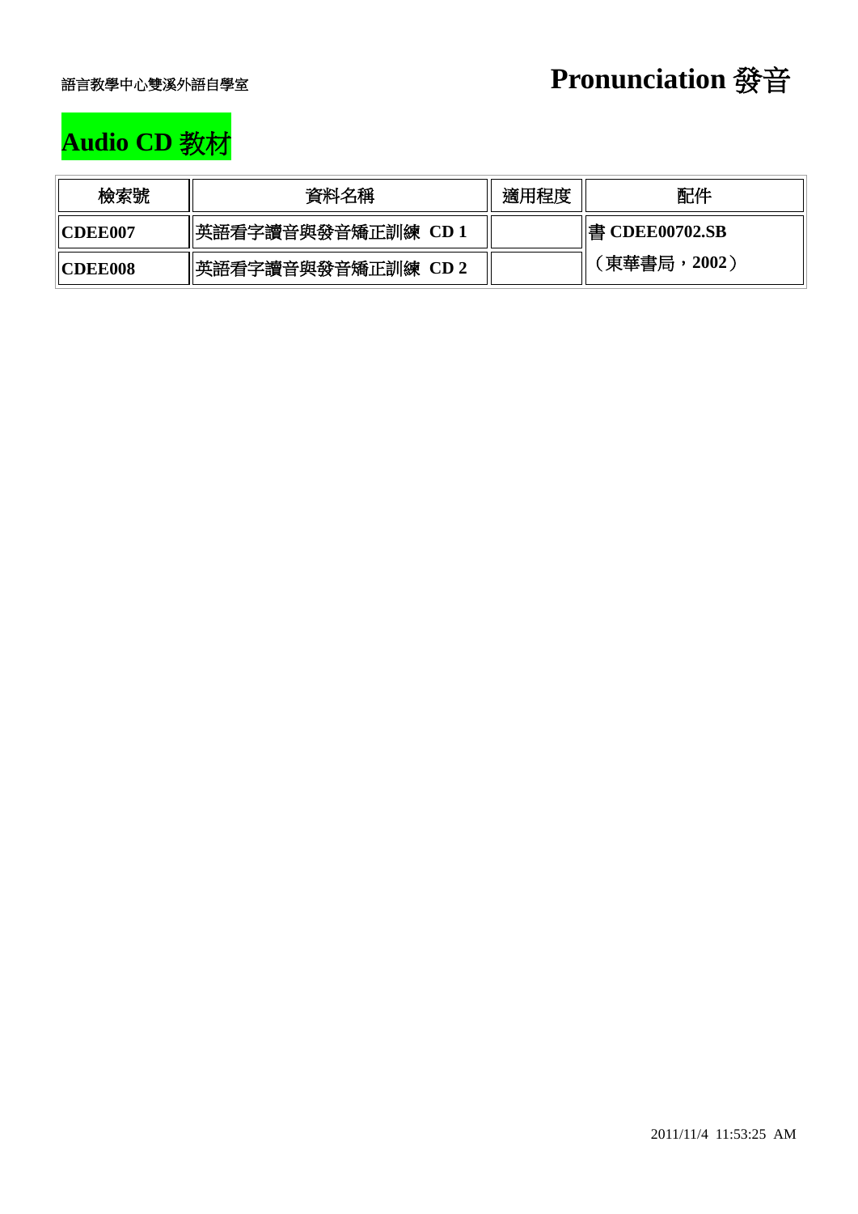語言教學中心雙溪外語自學室

# Pronunciation 發音

## Audio CD 教材

| 檢索號 | 資料名稱 | 適用程度 | 配件 |
|---|---|---|---|
| **CDEE007** | 英語看字讀音與發音矯正訓練 **CD 1** | | 書 **CDEE00702.SB** （東華書局，**2002**） |
| **CDEE008** | 英語看字讀音與發音矯正訓練 **CD 2** | | |

2011/11/4 11:53:25 AM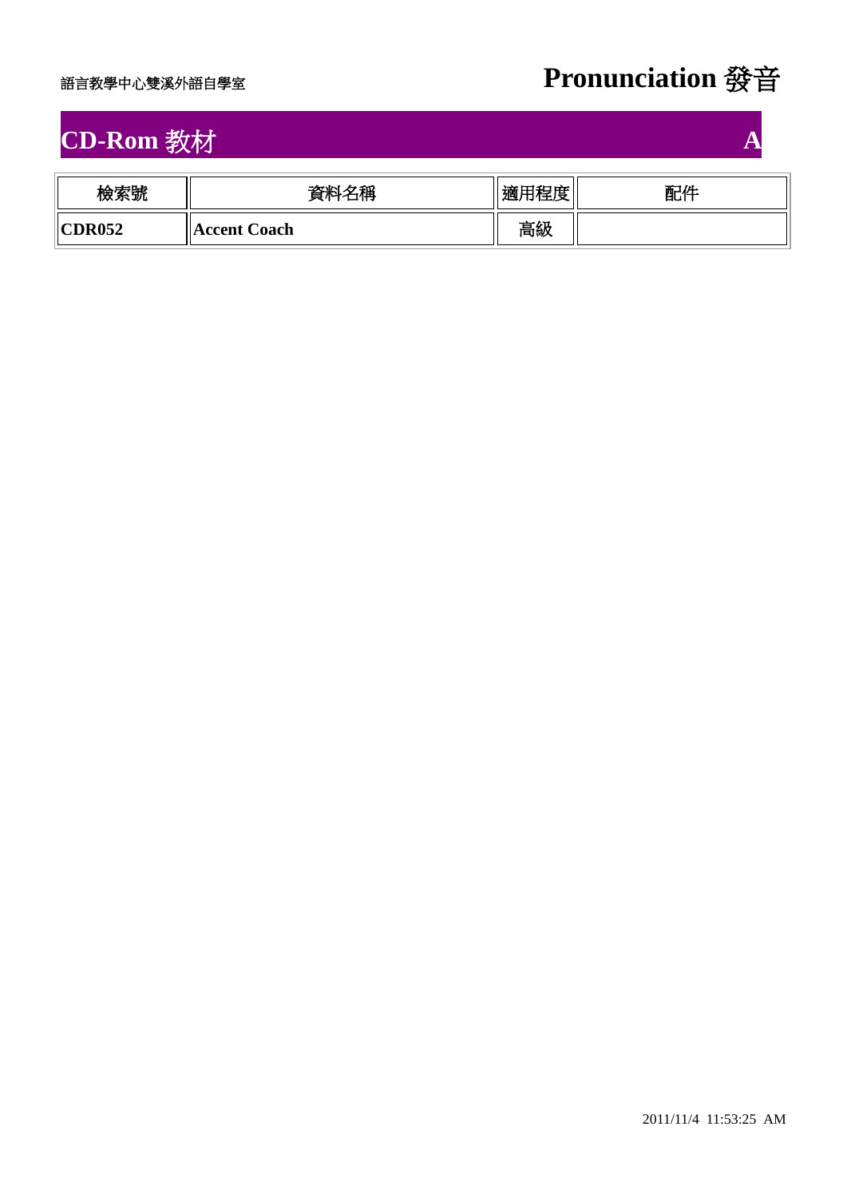語言教學中心雙溪外語自學室

# Pronunciation 發音

## CD-Rom 教材　　A

| 檢索號 | 資料名稱 | 適用程度 | 配件 |
|---|---|---|---|
| **CDR052** | **Accent Coach** | 高級 | |